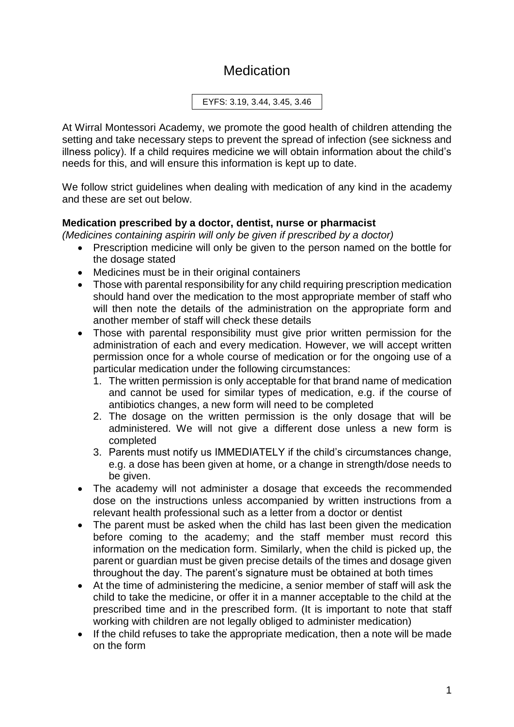# Medication

EYFS: 3.19, 3.44, 3.45, 3.46

At Wirral Montessori Academy, we promote the good health of children attending the setting and take necessary steps to prevent the spread of infection (see sickness and illness policy). If a child requires medicine we will obtain information about the child's needs for this, and will ensure this information is kept up to date.

We follow strict guidelines when dealing with medication of any kind in the academy and these are set out below.

**Medication prescribed by a doctor, dentist, nurse or pharmacist**

*(Medicines containing aspirin will only be given if prescribed by a doctor)*

- Prescription medicine will only be given to the person named on the bottle for the dosage stated
- Medicines must be in their original containers
- Those with parental responsibility for any child requiring prescription medication should hand over the medication to the most appropriate member of staff who will then note the details of the administration on the appropriate form and another member of staff will check these details
- Those with parental responsibility must give prior written permission for the administration of each and every medication. However, we will accept written permission once for a whole course of medication or for the ongoing use of a particular medication under the following circumstances:
  1. The written permission is only acceptable for that brand name of medication and cannot be used for similar types of medication, e.g. if the course of antibiotics changes, a new form will need to be completed
  2. The dosage on the written permission is the only dosage that will be administered. We will not give a different dose unless a new form is completed
  3. Parents must notify us IMMEDIATELY if the child's circumstances change, e.g. a dose has been given at home, or a change in strength/dose needs to be given.
- The academy will not administer a dosage that exceeds the recommended dose on the instructions unless accompanied by written instructions from a relevant health professional such as a letter from a doctor or dentist
- The parent must be asked when the child has last been given the medication before coming to the academy; and the staff member must record this information on the medication form. Similarly, when the child is picked up, the parent or guardian must be given precise details of the times and dosage given throughout the day. The parent's signature must be obtained at both times
- At the time of administering the medicine, a senior member of staff will ask the child to take the medicine, or offer it in a manner acceptable to the child at the prescribed time and in the prescribed form. (It is important to note that staff working with children are not legally obliged to administer medication)
- If the child refuses to take the appropriate medication, then a note will be made on the form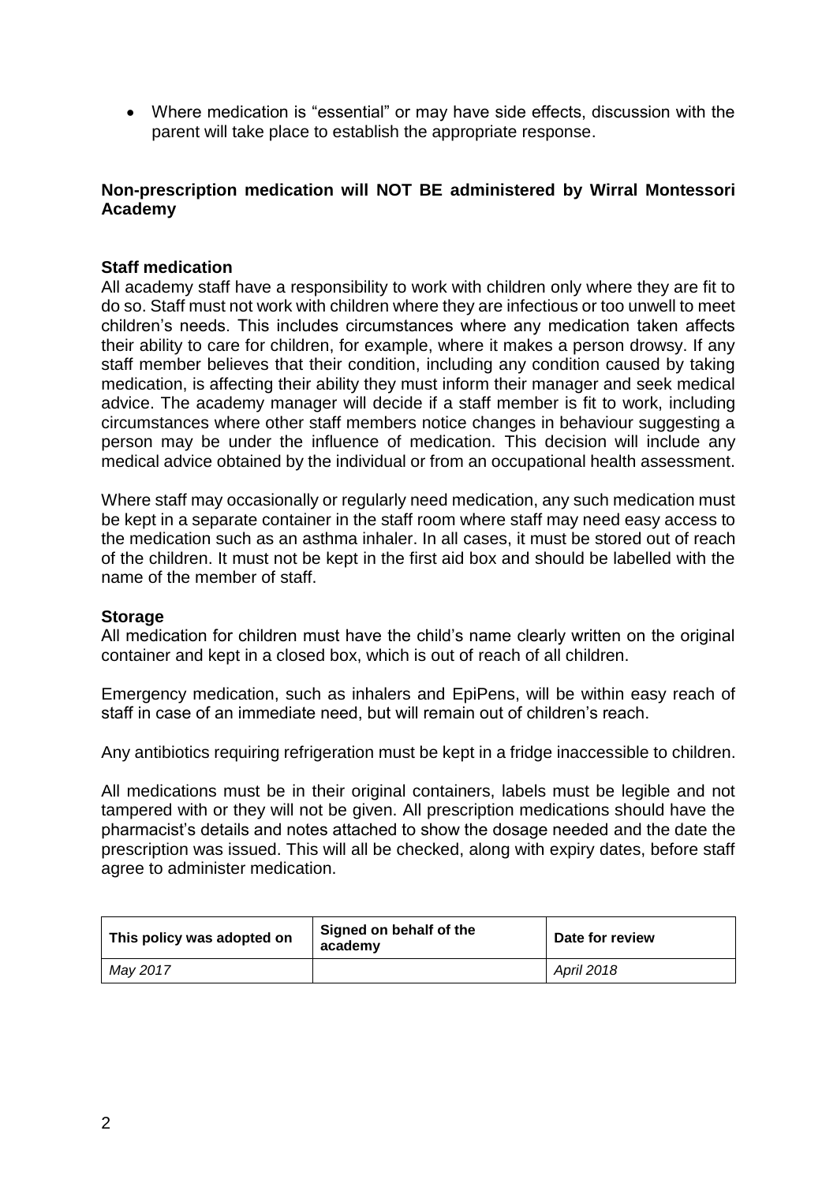- Where medication is "essential" or may have side effects, discussion with the parent will take place to establish the appropriate response.

**Non-prescription medication will NOT BE administered by Wirral Montessori Academy**

**Staff medication**

All academy staff have a responsibility to work with children only where they are fit to do so. Staff must not work with children where they are infectious or too unwell to meet children's needs. This includes circumstances where any medication taken affects their ability to care for children, for example, where it makes a person drowsy. If any staff member believes that their condition, including any condition caused by taking medication, is affecting their ability they must inform their manager and seek medical advice. The academy manager will decide if a staff member is fit to work, including circumstances where other staff members notice changes in behaviour suggesting a person may be under the influence of medication. This decision will include any medical advice obtained by the individual or from an occupational health assessment.

Where staff may occasionally or regularly need medication, any such medication must be kept in a separate container in the staff room where staff may need easy access to the medication such as an asthma inhaler. In all cases, it must be stored out of reach of the children. It must not be kept in the first aid box and should be labelled with the name of the member of staff.

**Storage**

All medication for children must have the child's name clearly written on the original container and kept in a closed box, which is out of reach of all children.

Emergency medication, such as inhalers and EpiPens, will be within easy reach of staff in case of an immediate need, but will remain out of children's reach.

Any antibiotics requiring refrigeration must be kept in a fridge inaccessible to children.

All medications must be in their original containers, labels must be legible and not tampered with or they will not be given. All prescription medications should have the pharmacist's details and notes attached to show the dosage needed and the date the prescription was issued. This will all be checked, along with expiry dates, before staff agree to administer medication.

| This policy was adopted on | Signed on behalf of the academy | Date for review |
|---|---|---|
| *May 2017* | | *April 2018* |